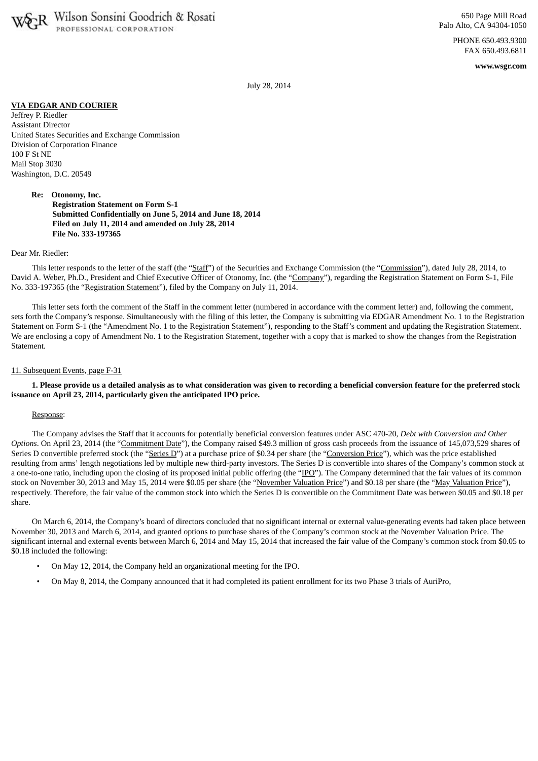Wilson Sonsini Goodrich & Rosati
PROFESSIONAL CORPORATION

650 Page Mill Road
Palo Alto, CA 94304-1050

PHONE 650.493.9300
FAX 650.493.6811

**www.wsgr.com**

July 28, 2014

**VIA EDGAR AND COURIER**
Jeffrey P. Riedler
Assistant Director
United States Securities and Exchange Commission
Division of Corporation Finance
100 F St NE
Mail Stop 3030
Washington, D.C. 20549

**Re: Otonomy, Inc.**
**Registration Statement on Form S-1**
**Submitted Confidentially on June 5, 2014 and June 18, 2014**
**Filed on July 11, 2014 and amended on July 28, 2014**
**File No. 333-197365**

Dear Mr. Riedler:

This letter responds to the letter of the staff (the "Staff") of the Securities and Exchange Commission (the "Commission"), dated July 28, 2014, to David A. Weber, Ph.D., President and Chief Executive Officer of Otonomy, Inc. (the "Company"), regarding the Registration Statement on Form S-1, File No. 333-197365 (the "Registration Statement"), filed by the Company on July 11, 2014.

This letter sets forth the comment of the Staff in the comment letter (numbered in accordance with the comment letter) and, following the comment, sets forth the Company's response. Simultaneously with the filing of this letter, the Company is submitting via EDGAR Amendment No. 1 to the Registration Statement on Form S-1 (the "Amendment No. 1 to the Registration Statement"), responding to the Staff's comment and updating the Registration Statement. We are enclosing a copy of Amendment No. 1 to the Registration Statement, together with a copy that is marked to show the changes from the Registration Statement.

11. Subsequent Events, page F-31

**1. Please provide us a detailed analysis as to what consideration was given to recording a beneficial conversion feature for the preferred stock issuance on April 23, 2014, particularly given the anticipated IPO price.**

Response:

The Company advises the Staff that it accounts for potentially beneficial conversion features under ASC 470-20, *Debt with Conversion and Other Options*. On April 23, 2014 (the "Commitment Date"), the Company raised $49.3 million of gross cash proceeds from the issuance of 145,073,529 shares of Series D convertible preferred stock (the "Series D") at a purchase price of $0.34 per share (the "Conversion Price"), which was the price established resulting from arms' length negotiations led by multiple new third-party investors. The Series D is convertible into shares of the Company's common stock at a one-to-one ratio, including upon the closing of its proposed initial public offering (the "IPO"). The Company determined that the fair values of its common stock on November 30, 2013 and May 15, 2014 were $0.05 per share (the "November Valuation Price") and $0.18 per share (the "May Valuation Price"), respectively. Therefore, the fair value of the common stock into which the Series D is convertible on the Commitment Date was between $0.05 and $0.18 per share.

On March 6, 2014, the Company's board of directors concluded that no significant internal or external value-generating events had taken place between November 30, 2013 and March 6, 2014, and granted options to purchase shares of the Company's common stock at the November Valuation Price. The significant internal and external events between March 6, 2014 and May 15, 2014 that increased the fair value of the Company's common stock from $0.05 to $0.18 included the following:

- On May 12, 2014, the Company held an organizational meeting for the IPO.
- On May 8, 2014, the Company announced that it had completed its patient enrollment for its two Phase 3 trials of AuriPro,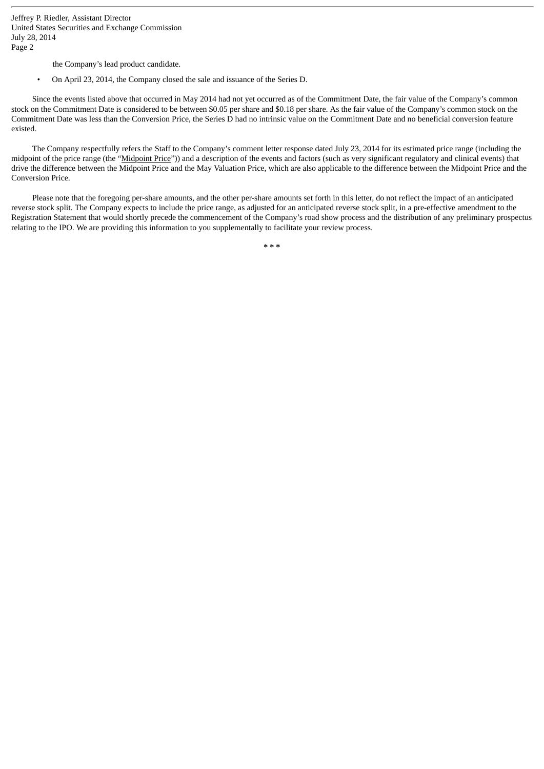the Company's lead product candidate.

- On April 23, 2014, the Company closed the sale and issuance of the Series D.

Since the events listed above that occurred in May 2014 had not yet occurred as of the Commitment Date, the fair value of the Company's common stock on the Commitment Date is considered to be between $0.05 per share and $0.18 per share. As the fair value of the Company's common stock on the Commitment Date was less than the Conversion Price, the Series D had no intrinsic value on the Commitment Date and no beneficial conversion feature existed.

The Company respectfully refers the Staff to the Company's comment letter response dated July 23, 2014 for its estimated price range (including the midpoint of the price range (the "Midpoint Price")) and a description of the events and factors (such as very significant regulatory and clinical events) that drive the difference between the Midpoint Price and the May Valuation Price, which are also applicable to the difference between the Midpoint Price and the Conversion Price.

Please note that the foregoing per-share amounts, and the other per-share amounts set forth in this letter, do not reflect the impact of an anticipated reverse stock split. The Company expects to include the price range, as adjusted for an anticipated reverse stock split, in a pre-effective amendment to the Registration Statement that would shortly precede the commencement of the Company's road show process and the distribution of any preliminary prospectus relating to the IPO. We are providing this information to you supplementally to facilitate your review process.

* * *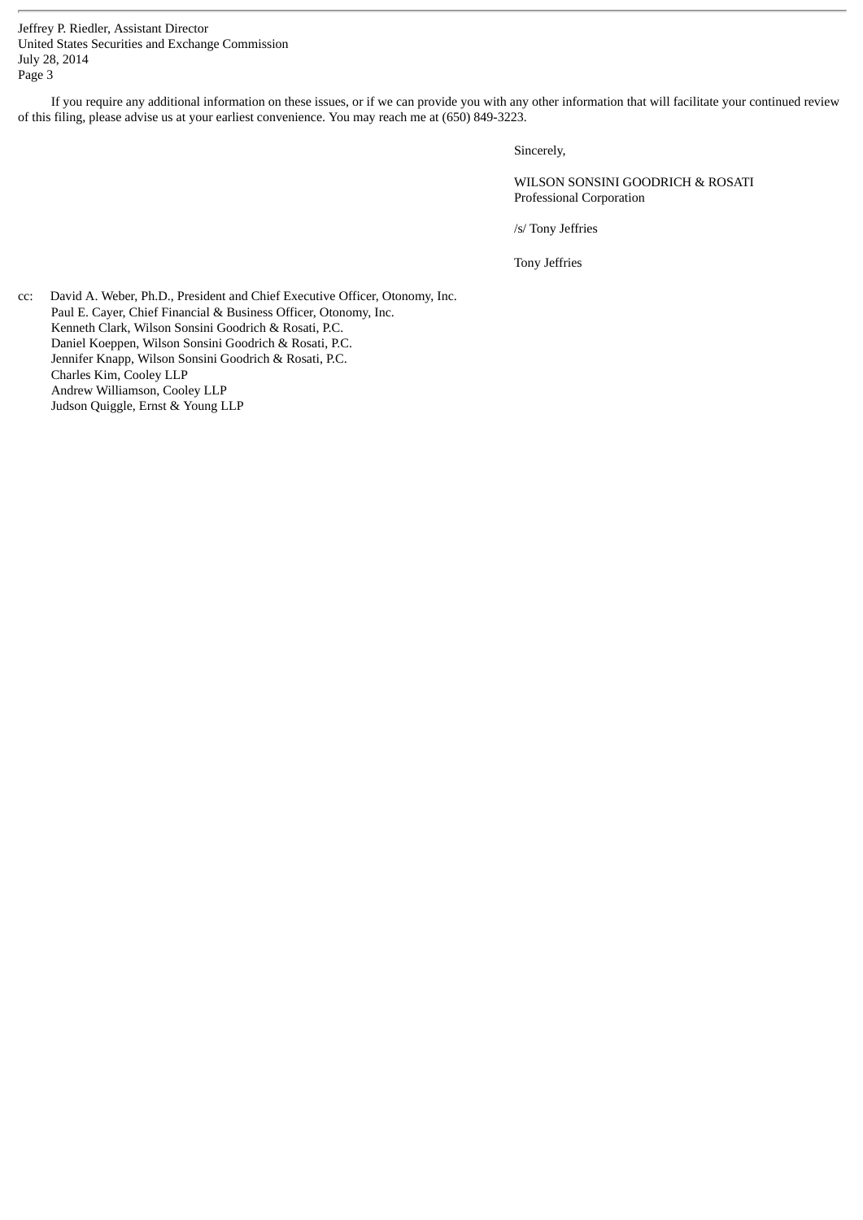If you require any additional information on these issues, or if we can provide you with any other information that will facilitate your continued review of this filing, please advise us at your earliest convenience. You may reach me at (650) 849-3223.

Sincerely,

WILSON SONSINI GOODRICH & ROSATI
Professional Corporation

/s/ Tony Jeffries

Tony Jeffries

cc: David A. Weber, Ph.D., President and Chief Executive Officer, Otonomy, Inc.
Paul E. Cayer, Chief Financial & Business Officer, Otonomy, Inc.
Kenneth Clark, Wilson Sonsini Goodrich & Rosati, P.C.
Daniel Koeppen, Wilson Sonsini Goodrich & Rosati, P.C.
Jennifer Knapp, Wilson Sonsini Goodrich & Rosati, P.C.
Charles Kim, Cooley LLP
Andrew Williamson, Cooley LLP
Judson Quiggle, Ernst & Young LLP